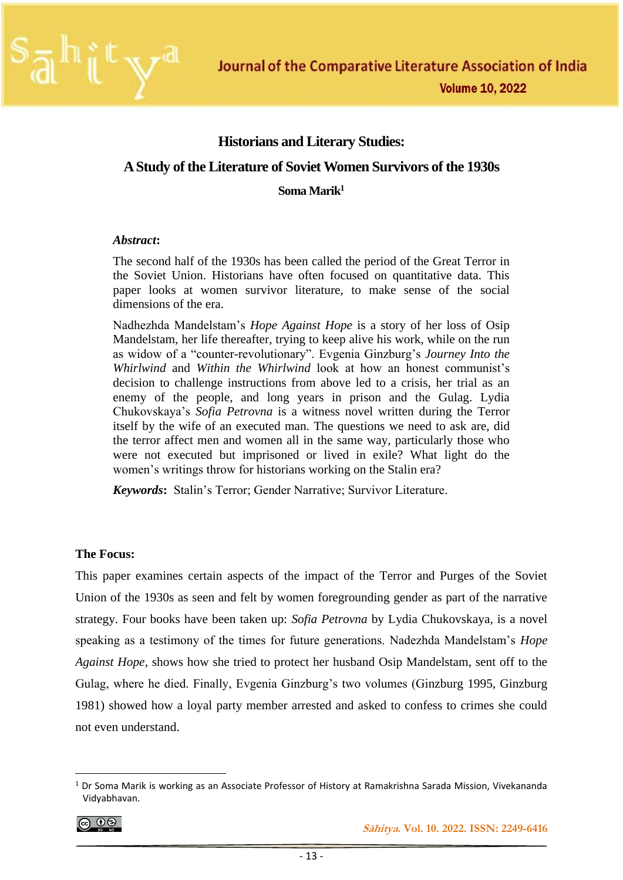# Historians and Literary Studies:

## A Study of the Literature of Soviet Women Survivors of the 1930s

**Soma Marik**[1]

***Abstract*:**

The second half of the 1930s has been called the period of the Great Terror in the Soviet Union. Historians have often focused on quantitative data. This paper looks at women survivor literature, to make sense of the social dimensions of the era.

Nadhezhda Mandelstam's *Hope Against Hope* is a story of her loss of Osip Mandelstam, her life thereafter, trying to keep alive his work, while on the run as widow of a "counter-revolutionary". Evgenia Ginzburg's *Journey Into the Whirlwind* and *Within the Whirlwind* look at how an honest communist's decision to challenge instructions from above led to a crisis, her trial as an enemy of the people, and long years in prison and the Gulag. Lydia Chukovskaya's *Sofia Petrovna* is a witness novel written during the Terror itself by the wife of an executed man. The questions we need to ask are, did the terror affect men and women all in the same way, particularly those who were not executed but imprisoned or lived in exile? What light do the women's writings throw for historians working on the Stalin era?

***Keywords*:** Stalin's Terror; Gender Narrative; Survivor Literature.

**The Focus:**

This paper examines certain aspects of the impact of the Terror and Purges of the Soviet Union of the 1930s as seen and felt by women foregrounding gender as part of the narrative strategy. Four books have been taken up: *Sofia Petrovna* by Lydia Chukovskaya, is a novel speaking as a testimony of the times for future generations. Nadezhda Mandelstam's *Hope Against Hope*, shows how she tried to protect her husband Osip Mandelstam, sent off to the Gulag, where he died. Finally, Evgenia Ginzburg's two volumes (Ginzburg 1995, Ginzburg 1981) showed how a loyal party member arrested and asked to confess to crimes she could not even understand.

---

[1] Dr Soma Marik is working as an Associate Professor of History at Ramakrishna Sarada Mission, Vivekananda Vidyabhavan.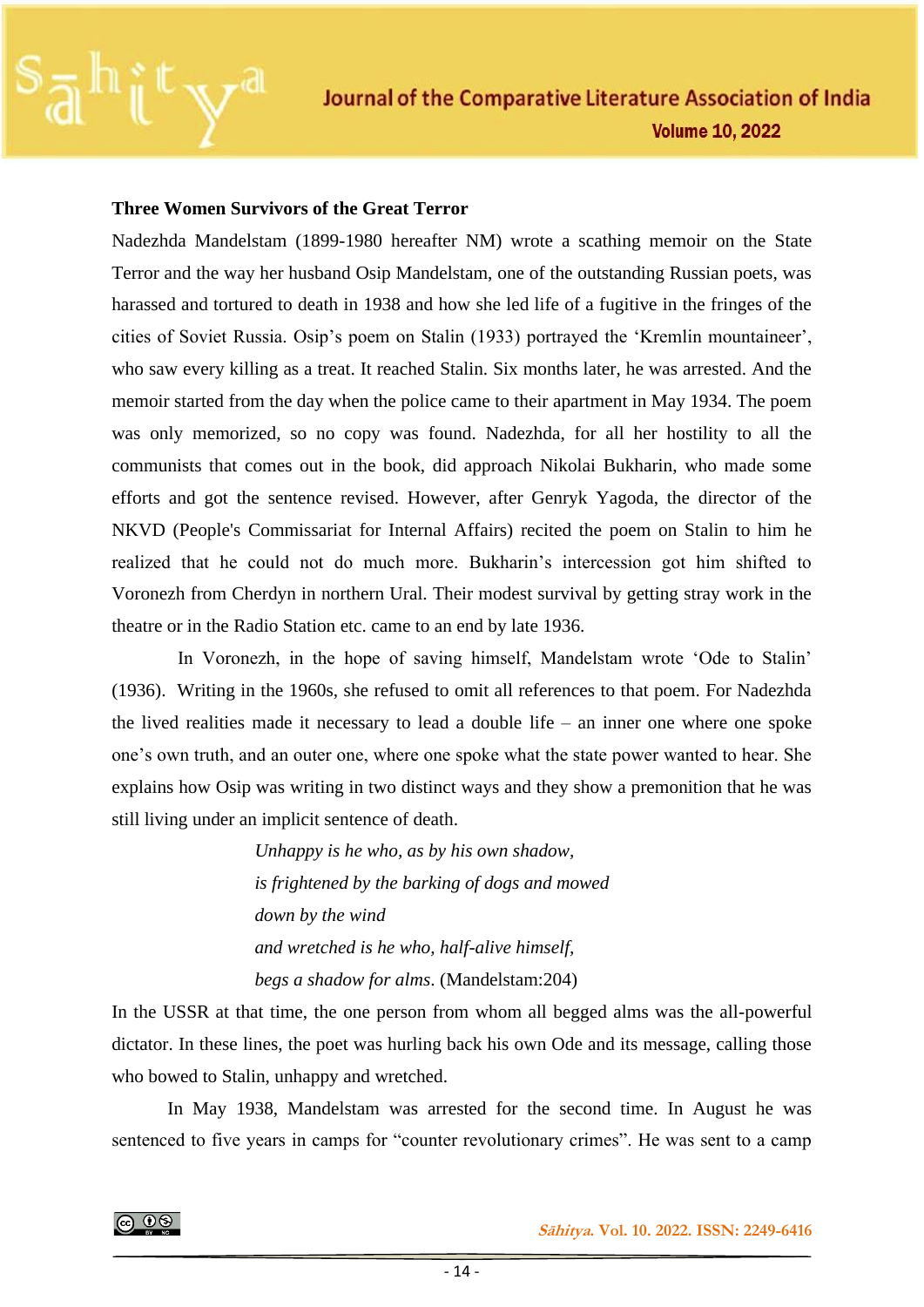**Three Women Survivors of the Great Terror**

Nadezhda Mandelstam (1899-1980 hereafter NM) wrote a scathing memoir on the State Terror and the way her husband Osip Mandelstam, one of the outstanding Russian poets, was harassed and tortured to death in 1938 and how she led life of a fugitive in the fringes of the cities of Soviet Russia. Osip's poem on Stalin (1933) portrayed the 'Kremlin mountaineer', who saw every killing as a treat. It reached Stalin. Six months later, he was arrested. And the memoir started from the day when the police came to their apartment in May 1934. The poem was only memorized, so no copy was found. Nadezhda, for all her hostility to all the communists that comes out in the book, did approach Nikolai Bukharin, who made some efforts and got the sentence revised. However, after Genryk Yagoda, the director of the NKVD (People's Commissariat for Internal Affairs) recited the poem on Stalin to him he realized that he could not do much more. Bukharin's intercession got him shifted to Voronezh from Cherdyn in northern Ural. Their modest survival by getting stray work in the theatre or in the Radio Station etc. came to an end by late 1936.

In Voronezh, in the hope of saving himself, Mandelstam wrote 'Ode to Stalin' (1936). Writing in the 1960s, she refused to omit all references to that poem. For Nadezhda the lived realities made it necessary to lead a double life – an inner one where one spoke one's own truth, and an outer one, where one spoke what the state power wanted to hear. She explains how Osip was writing in two distinct ways and they show a premonition that he was still living under an implicit sentence of death.

> *Unhappy is he who, as by his own shadow,*
> *is frightened by the barking of dogs and mowed*
> *down by the wind*
> *and wretched is he who, half-alive himself,*
> *begs a shadow for alms*. (Mandelstam:204)

In the USSR at that time, the one person from whom all begged alms was the all-powerful dictator. In these lines, the poet was hurling back his own Ode and its message, calling those who bowed to Stalin, unhappy and wretched.

In May 1938, Mandelstam was arrested for the second time. In August he was sentenced to five years in camps for "counter revolutionary crimes". He was sent to a camp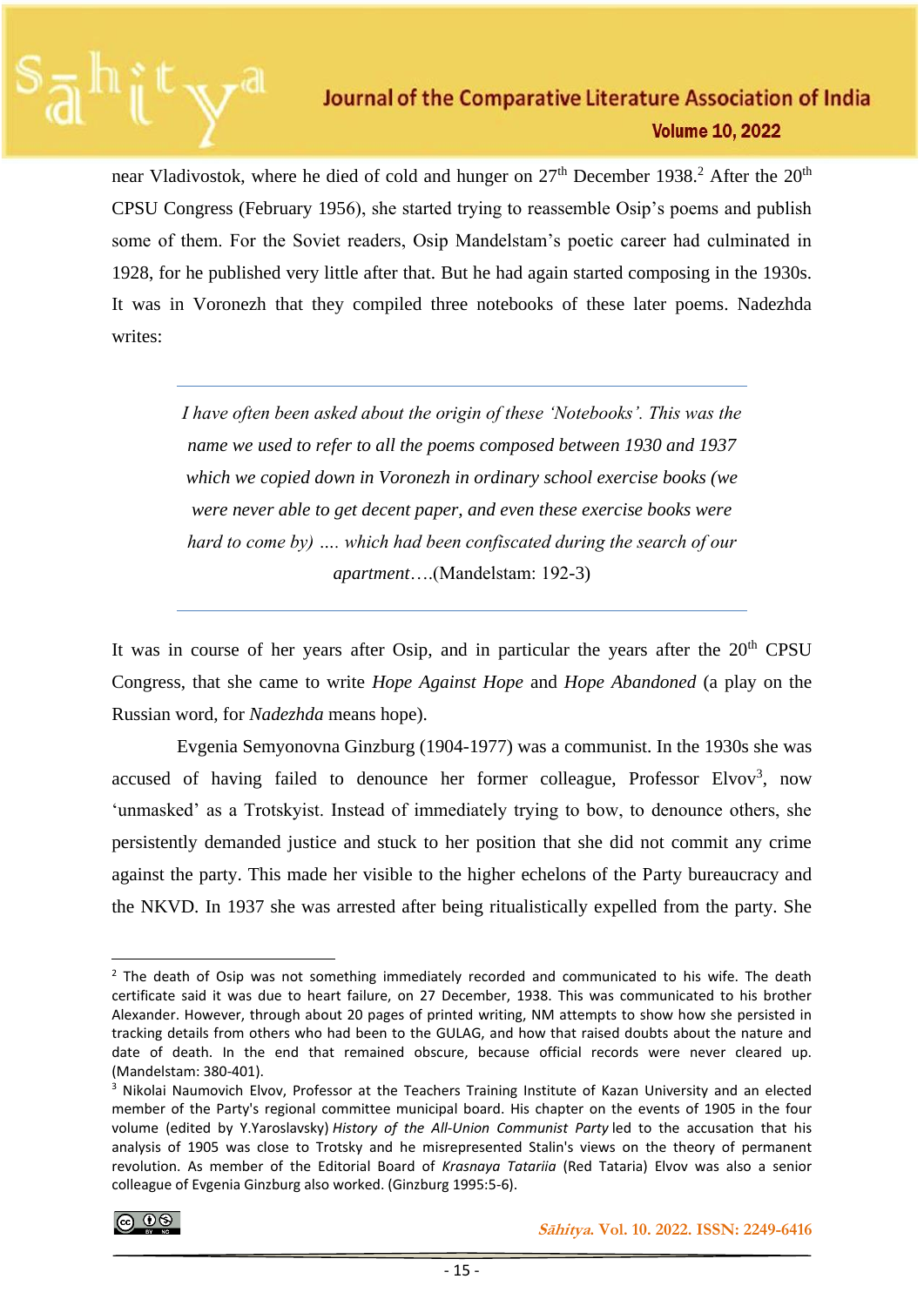near Vladivostok, where he died of cold and hunger on 27th December 1938.[2] After the 20th CPSU Congress (February 1956), she started trying to reassemble Osip's poems and publish some of them. For the Soviet readers, Osip Mandelstam's poetic career had culminated in 1928, for he published very little after that. But he had again started composing in the 1930s. It was in Voronezh that they compiled three notebooks of these later poems. Nadezhda writes:

> *I have often been asked about the origin of these 'Notebooks'. This was the name we used to refer to all the poems composed between 1930 and 1937 which we copied down in Voronezh in ordinary school exercise books (we were never able to get decent paper, and even these exercise books were hard to come by) …. which had been confiscated during the search of our apartment*….(Mandelstam: 192-3)

It was in course of her years after Osip, and in particular the years after the 20th CPSU Congress, that she came to write *Hope Against Hope* and *Hope Abandoned* (a play on the Russian word, for *Nadezhda* means hope).

Evgenia Semyonovna Ginzburg (1904-1977) was a communist. In the 1930s she was accused of having failed to denounce her former colleague, Professor Elvov[3], now 'unmasked' as a Trotskyist. Instead of immediately trying to bow, to denounce others, she persistently demanded justice and stuck to her position that she did not commit any crime against the party. This made her visible to the higher echelons of the Party bureaucracy and the NKVD. In 1937 she was arrested after being ritualistically expelled from the party. She

---

[2] The death of Osip was not something immediately recorded and communicated to his wife. The death certificate said it was due to heart failure, on 27 December, 1938. This was communicated to his brother Alexander. However, through about 20 pages of printed writing, NM attempts to show how she persisted in tracking details from others who had been to the GULAG, and how that raised doubts about the nature and date of death. In the end that remained obscure, because official records were never cleared up. (Mandelstam: 380-401).

[3] Nikolai Naumovich Elvov, Professor at the Teachers Training Institute of Kazan University and an elected member of the Party's regional committee municipal board. His chapter on the events of 1905 in the four volume (edited by Y.Yaroslavsky) *History of the All-Union Communist Party* led to the accusation that his analysis of 1905 was close to Trotsky and he misrepresented Stalin's views on the theory of permanent revolution. As member of the Editorial Board of *Krasnaya Tatariia* (Red Tataria) Elvov was also a senior colleague of Evgenia Ginzburg also worked. (Ginzburg 1995:5-6).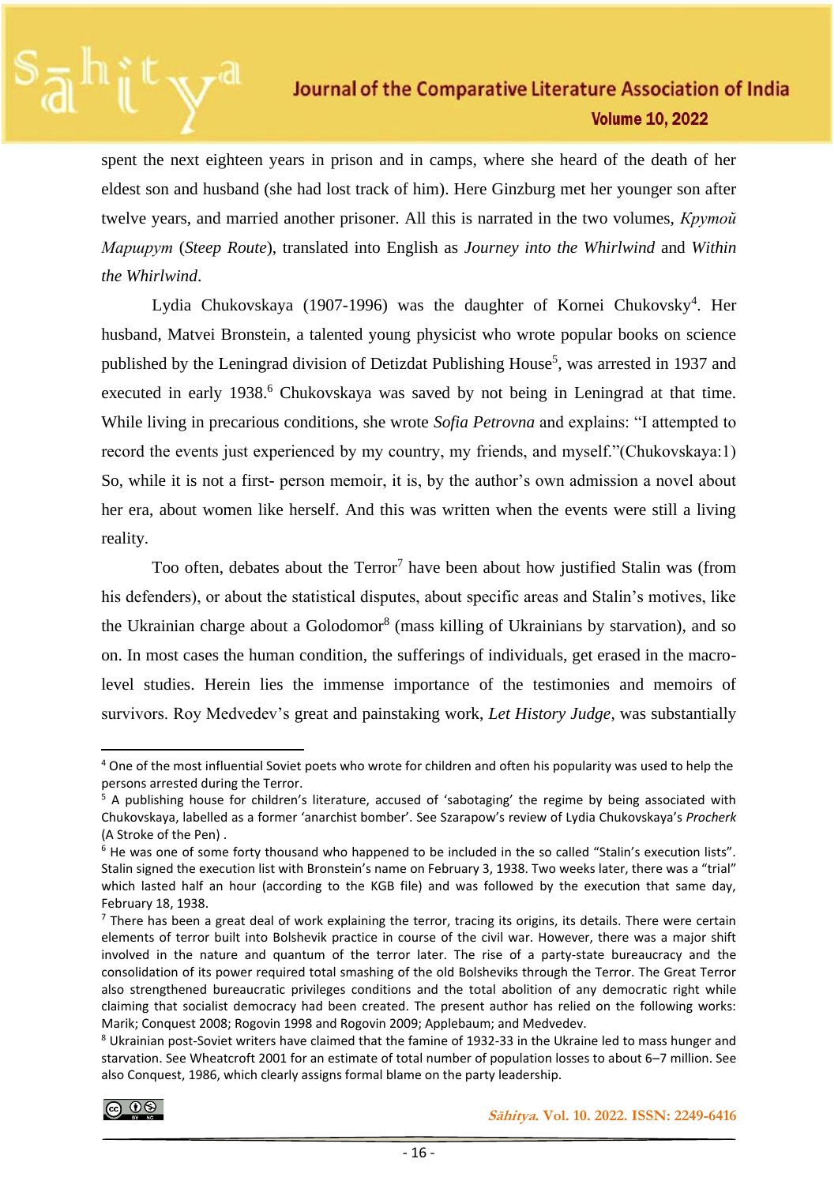spent the next eighteen years in prison and in camps, where she heard of the death of her eldest son and husband (she had lost track of him). Here Ginzburg met her younger son after twelve years, and married another prisoner. All this is narrated in the two volumes, *Крутой Маршрум* (*Steep Route*), translated into English as *Journey into the Whirlwind* and *Within the Whirlwind*.

Lydia Chukovskaya (1907-1996) was the daughter of Kornei Chukovsky[4]. Her husband, Matvei Bronstein, a talented young physicist who wrote popular books on science published by the Leningrad division of Detizdat Publishing House[5], was arrested in 1937 and executed in early 1938.[6] Chukovskaya was saved by not being in Leningrad at that time. While living in precarious conditions, she wrote *Sofia Petrovna* and explains: "I attempted to record the events just experienced by my country, my friends, and myself."(Chukovskaya:1) So, while it is not a first- person memoir, it is, by the author's own admission a novel about her era, about women like herself. And this was written when the events were still a living reality.

Too often, debates about the Terror[7] have been about how justified Stalin was (from his defenders), or about the statistical disputes, about specific areas and Stalin's motives, like the Ukrainian charge about a Golodomor[8] (mass killing of Ukrainians by starvation), and so on. In most cases the human condition, the sufferings of individuals, get erased in the macro-level studies. Herein lies the immense importance of the testimonies and memoirs of survivors. Roy Medvedev's great and painstaking work, *Let History Judge*, was substantially

---

[4] One of the most influential Soviet poets who wrote for children and often his popularity was used to help the persons arrested during the Terror.

[5] A publishing house for children's literature, accused of 'sabotaging' the regime by being associated with Chukovskaya, labelled as a former 'anarchist bomber'. See Szarapow's review of Lydia Chukovskaya's *Procherk* (A Stroke of the Pen) .

[6] He was one of some forty thousand who happened to be included in the so called "Stalin's execution lists". Stalin signed the execution list with Bronstein's name on February 3, 1938. Two weeks later, there was a "trial" which lasted half an hour (according to the KGB file) and was followed by the execution that same day, February 18, 1938.

[7] There has been a great deal of work explaining the terror, tracing its origins, its details. There were certain elements of terror built into Bolshevik practice in course of the civil war. However, there was a major shift involved in the nature and quantum of the terror later. The rise of a party-state bureaucracy and the consolidation of its power required total smashing of the old Bolsheviks through the Terror. The Great Terror also strengthened bureaucratic privileges conditions and the total abolition of any democratic right while claiming that socialist democracy had been created. The present author has relied on the following works: Marik; Conquest 2008; Rogovin 1998 and Rogovin 2009; Applebaum; and Medvedev.

[8] Ukrainian post-Soviet writers have claimed that the famine of 1932-33 in the Ukraine led to mass hunger and starvation. See Wheatcroft 2001 for an estimate of total number of population losses to about 6–7 million. See also Conquest, 1986, which clearly assigns formal blame on the party leadership.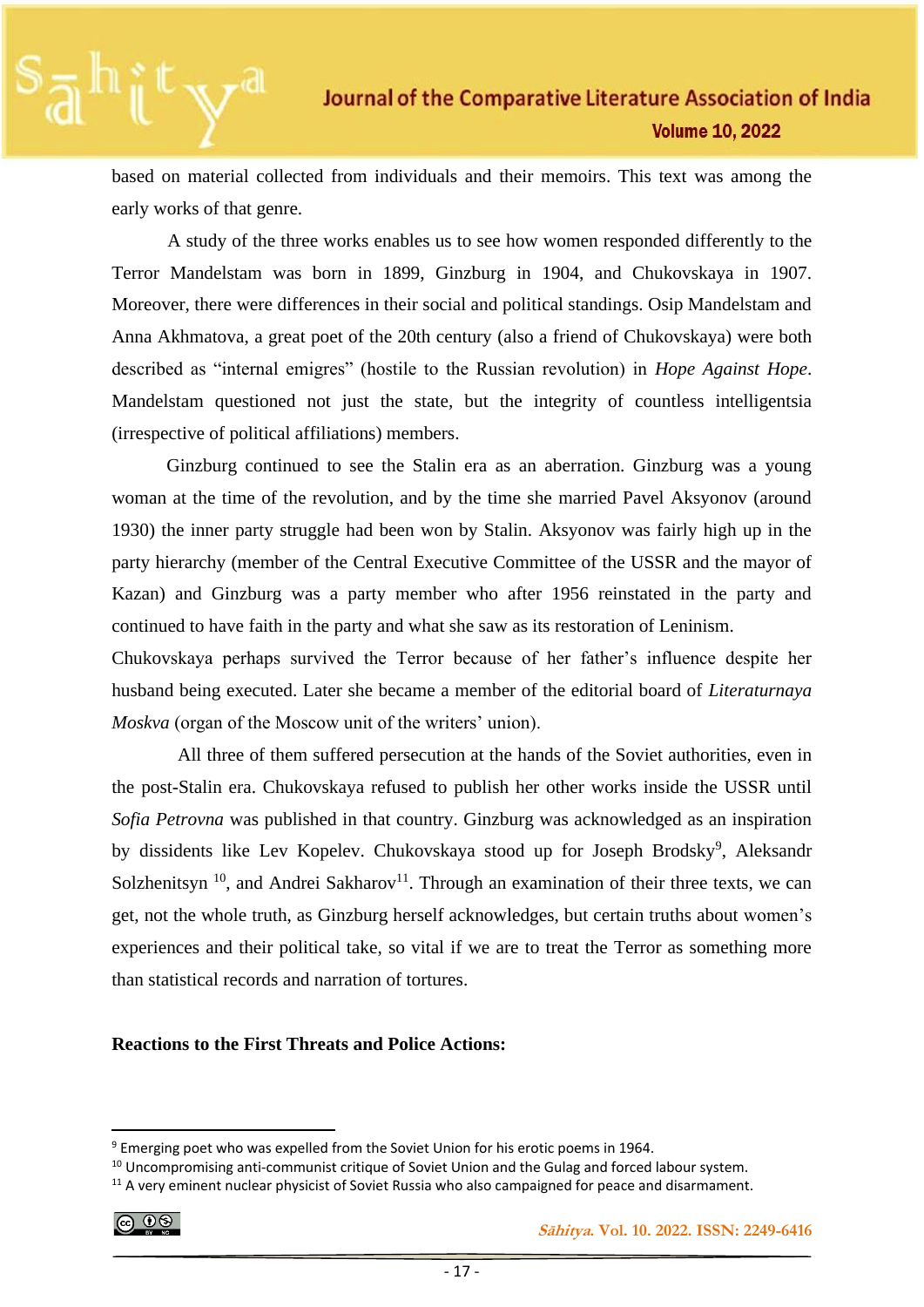based on material collected from individuals and their memoirs. This text was among the early works of that genre.

A study of the three works enables us to see how women responded differently to the Terror Mandelstam was born in 1899, Ginzburg in 1904, and Chukovskaya in 1907. Moreover, there were differences in their social and political standings. Osip Mandelstam and Anna Akhmatova, a great poet of the 20th century (also a friend of Chukovskaya) were both described as "internal emigres" (hostile to the Russian revolution) in *Hope Against Hope*. Mandelstam questioned not just the state, but the integrity of countless intelligentsia (irrespective of political affiliations) members.

Ginzburg continued to see the Stalin era as an aberration. Ginzburg was a young woman at the time of the revolution, and by the time she married Pavel Aksyonov (around 1930) the inner party struggle had been won by Stalin. Aksyonov was fairly high up in the party hierarchy (member of the Central Executive Committee of the USSR and the mayor of Kazan) and Ginzburg was a party member who after 1956 reinstated in the party and continued to have faith in the party and what she saw as its restoration of Leninism.

Chukovskaya perhaps survived the Terror because of her father's influence despite her husband being executed. Later she became a member of the editorial board of *Literaturnaya Moskva* (organ of the Moscow unit of the writers' union).

All three of them suffered persecution at the hands of the Soviet authorities, even in the post-Stalin era. Chukovskaya refused to publish her other works inside the USSR until *Sofia Petrovna* was published in that country. Ginzburg was acknowledged as an inspiration by dissidents like Lev Kopelev. Chukovskaya stood up for Joseph Brodsky[9], Aleksandr Solzhenitsyn [10], and Andrei Sakharov[11]. Through an examination of their three texts, we can get, not the whole truth, as Ginzburg herself acknowledges, but certain truths about women's experiences and their political take, so vital if we are to treat the Terror as something more than statistical records and narration of tortures.

**Reactions to the First Threats and Police Actions:**

---

[9] Emerging poet who was expelled from the Soviet Union for his erotic poems in 1964.

[10] Uncompromising anti-communist critique of Soviet Union and the Gulag and forced labour system.

[11] A very eminent nuclear physicist of Soviet Russia who also campaigned for peace and disarmament.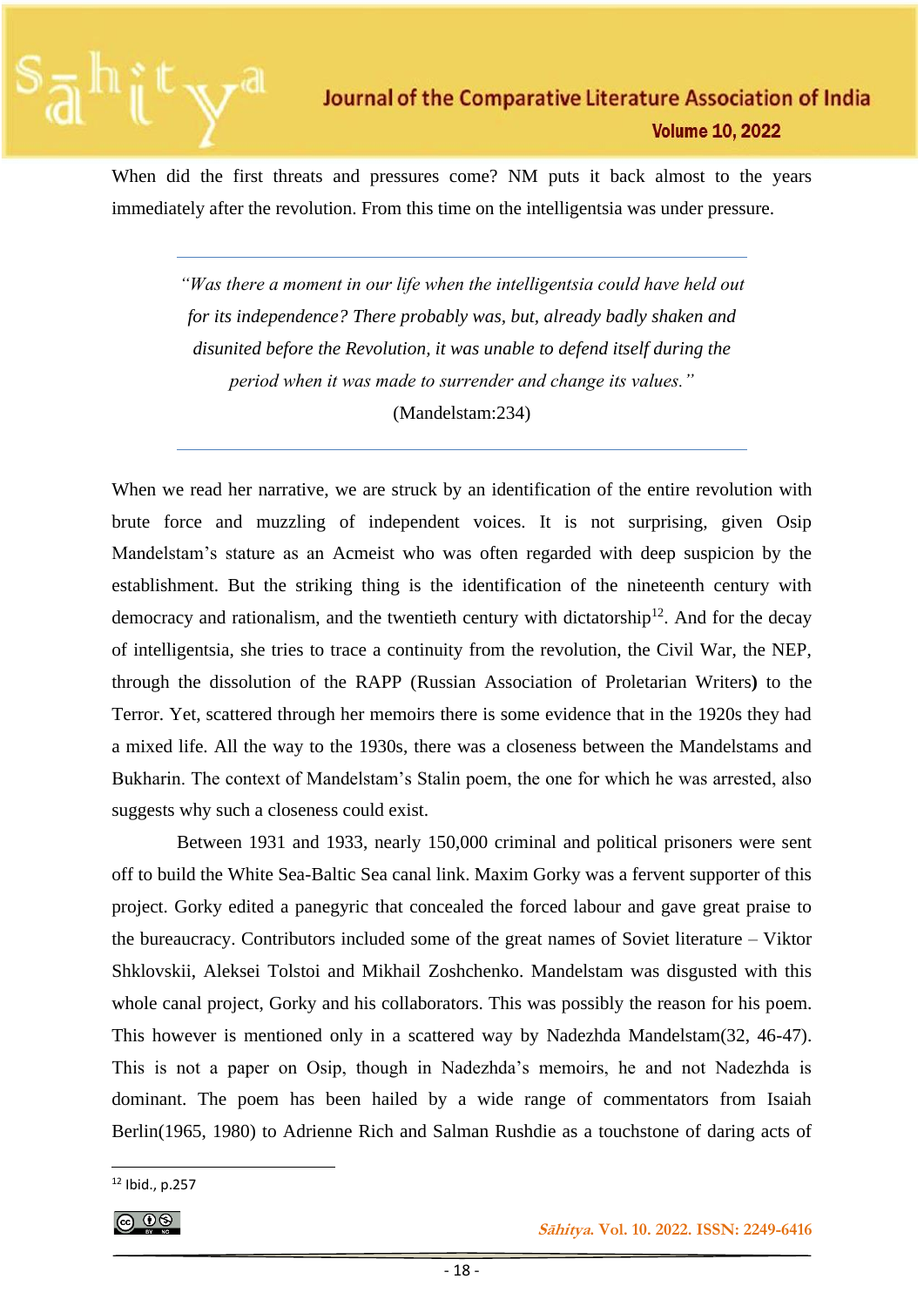When did the first threats and pressures come? NM puts it back almost to the years immediately after the revolution. From this time on the intelligentsia was under pressure.

> *"Was there a moment in our life when the intelligentsia could have held out for its independence? There probably was, but, already badly shaken and disunited before the Revolution, it was unable to defend itself during the period when it was made to surrender and change its values."*
>
> (Mandelstam:234)

When we read her narrative, we are struck by an identification of the entire revolution with brute force and muzzling of independent voices. It is not surprising, given Osip Mandelstam's stature as an Acmeist who was often regarded with deep suspicion by the establishment. But the striking thing is the identification of the nineteenth century with democracy and rationalism, and the twentieth century with dictatorship[12]. And for the decay of intelligentsia, she tries to trace a continuity from the revolution, the Civil War, the NEP, through the dissolution of the RAPP (Russian Association of Proletarian Writers**)** to the Terror. Yet, scattered through her memoirs there is some evidence that in the 1920s they had a mixed life. All the way to the 1930s, there was a closeness between the Mandelstams and Bukharin. The context of Mandelstam's Stalin poem, the one for which he was arrested, also suggests why such a closeness could exist.

Between 1931 and 1933, nearly 150,000 criminal and political prisoners were sent off to build the White Sea-Baltic Sea canal link. Maxim Gorky was a fervent supporter of this project. Gorky edited a panegyric that concealed the forced labour and gave great praise to the bureaucracy. Contributors included some of the great names of Soviet literature – Viktor Shklovskii, Aleksei Tolstoi and Mikhail Zoshchenko. Mandelstam was disgusted with this whole canal project, Gorky and his collaborators. This was possibly the reason for his poem. This however is mentioned only in a scattered way by Nadezhda Mandelstam(32, 46-47). This is not a paper on Osip, though in Nadezhda's memoirs, he and not Nadezhda is dominant. The poem has been hailed by a wide range of commentators from Isaiah Berlin(1965, 1980) to Adrienne Rich and Salman Rushdie as a touchstone of daring acts of

---

[12] Ibid., p.257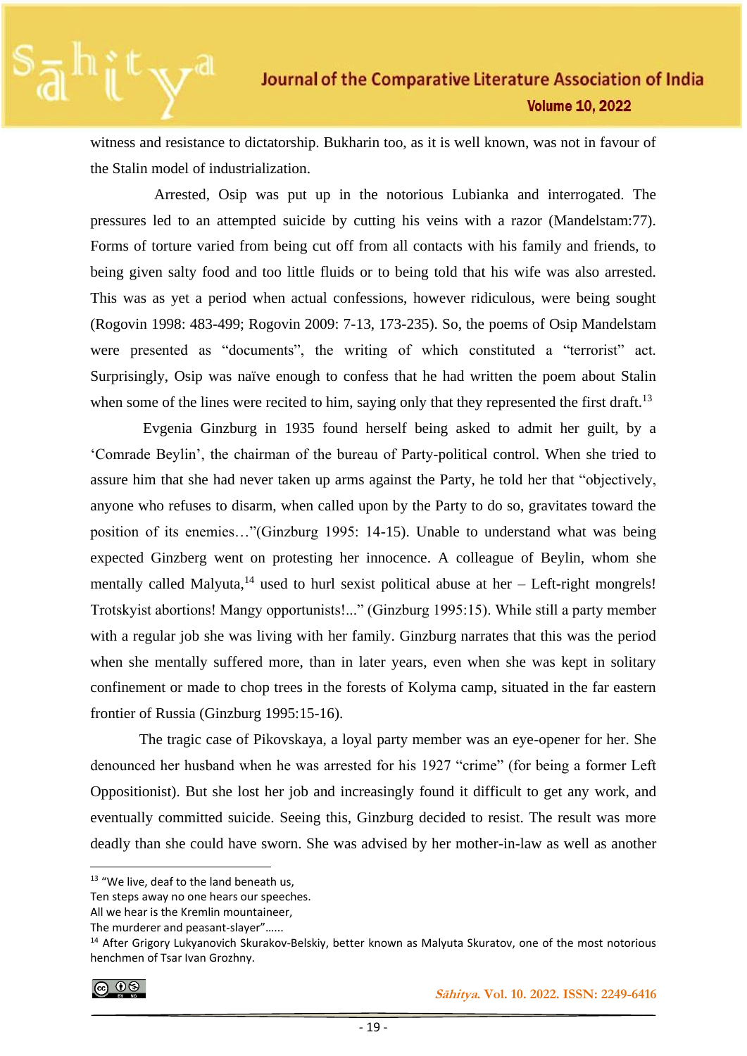witness and resistance to dictatorship. Bukharin too, as it is well known, was not in favour of the Stalin model of industrialization.

Arrested, Osip was put up in the notorious Lubianka and interrogated. The pressures led to an attempted suicide by cutting his veins with a razor (Mandelstam:77). Forms of torture varied from being cut off from all contacts with his family and friends, to being given salty food and too little fluids or to being told that his wife was also arrested. This was as yet a period when actual confessions, however ridiculous, were being sought (Rogovin 1998: 483-499; Rogovin 2009: 7-13, 173-235). So, the poems of Osip Mandelstam were presented as "documents", the writing of which constituted a "terrorist" act. Surprisingly, Osip was naïve enough to confess that he had written the poem about Stalin when some of the lines were recited to him, saying only that they represented the first draft.[13]

Evgenia Ginzburg in 1935 found herself being asked to admit her guilt, by a 'Comrade Beylin', the chairman of the bureau of Party-political control. When she tried to assure him that she had never taken up arms against the Party, he told her that "objectively, anyone who refuses to disarm, when called upon by the Party to do so, gravitates toward the position of its enemies…"(Ginzburg 1995: 14-15). Unable to understand what was being expected Ginzberg went on protesting her innocence. A colleague of Beylin, whom she mentally called Malyuta,[14] used to hurl sexist political abuse at her – Left-right mongrels! Trotskyist abortions! Mangy opportunists!..." (Ginzburg 1995:15). While still a party member with a regular job she was living with her family. Ginzburg narrates that this was the period when she mentally suffered more, than in later years, even when she was kept in solitary confinement or made to chop trees in the forests of Kolyma camp, situated in the far eastern frontier of Russia (Ginzburg 1995:15-16).

The tragic case of Pikovskaya, a loyal party member was an eye-opener for her. She denounced her husband when he was arrested for his 1927 "crime" (for being a former Left Oppositionist). But she lost her job and increasingly found it difficult to get any work, and eventually committed suicide. Seeing this, Ginzburg decided to resist. The result was more deadly than she could have sworn. She was advised by her mother-in-law as well as another

---

[13] "We live, deaf to the land beneath us,
Ten steps away no one hears our speeches.
All we hear is the Kremlin mountaineer,
The murderer and peasant-slayer"......

[14] After Grigory Lukyanovich Skurakov-Belskiy, better known as Malyuta Skuratov, one of the most notorious henchmen of Tsar Ivan Grozhny.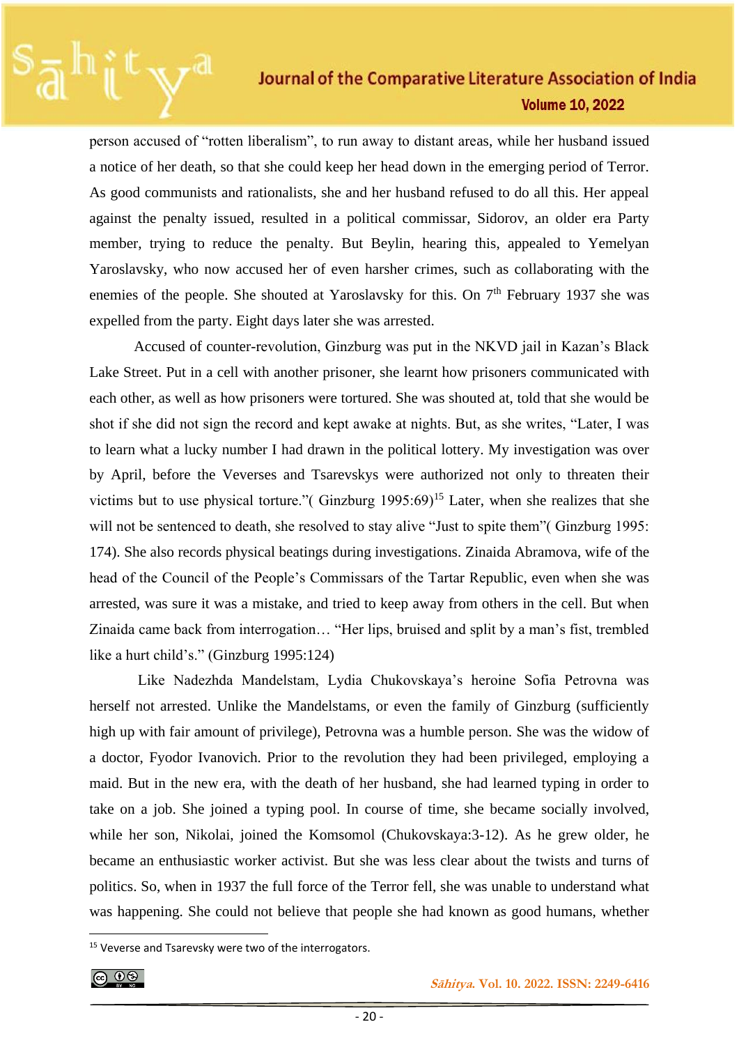person accused of "rotten liberalism", to run away to distant areas, while her husband issued a notice of her death, so that she could keep her head down in the emerging period of Terror. As good communists and rationalists, she and her husband refused to do all this. Her appeal against the penalty issued, resulted in a political commissar, Sidorov, an older era Party member, trying to reduce the penalty. But Beylin, hearing this, appealed to Yemelyan Yaroslavsky, who now accused her of even harsher crimes, such as collaborating with the enemies of the people. She shouted at Yaroslavsky for this. On 7th February 1937 she was expelled from the party. Eight days later she was arrested.

Accused of counter-revolution, Ginzburg was put in the NKVD jail in Kazan's Black Lake Street. Put in a cell with another prisoner, she learnt how prisoners communicated with each other, as well as how prisoners were tortured. She was shouted at, told that she would be shot if she did not sign the record and kept awake at nights. But, as she writes, "Later, I was to learn what a lucky number I had drawn in the political lottery. My investigation was over by April, before the Veverses and Tsarevskys were authorized not only to threaten their victims but to use physical torture."( Ginzburg 1995:69)[15] Later, when she realizes that she will not be sentenced to death, she resolved to stay alive "Just to spite them"( Ginzburg 1995: 174). She also records physical beatings during investigations. Zinaida Abramova, wife of the head of the Council of the People's Commissars of the Tartar Republic, even when she was arrested, was sure it was a mistake, and tried to keep away from others in the cell. But when Zinaida came back from interrogation… "Her lips, bruised and split by a man's fist, trembled like a hurt child's." (Ginzburg 1995:124)

Like Nadezhda Mandelstam, Lydia Chukovskaya's heroine Sofia Petrovna was herself not arrested. Unlike the Mandelstams, or even the family of Ginzburg (sufficiently high up with fair amount of privilege), Petrovna was a humble person. She was the widow of a doctor, Fyodor Ivanovich. Prior to the revolution they had been privileged, employing a maid. But in the new era, with the death of her husband, she had learned typing in order to take on a job. She joined a typing pool. In course of time, she became socially involved, while her son, Nikolai, joined the Komsomol (Chukovskaya:3-12). As he grew older, he became an enthusiastic worker activist. But she was less clear about the twists and turns of politics. So, when in 1937 the full force of the Terror fell, she was unable to understand what was happening. She could not believe that people she had known as good humans, whether

[15] Veverse and Tsarevsky were two of the interrogators.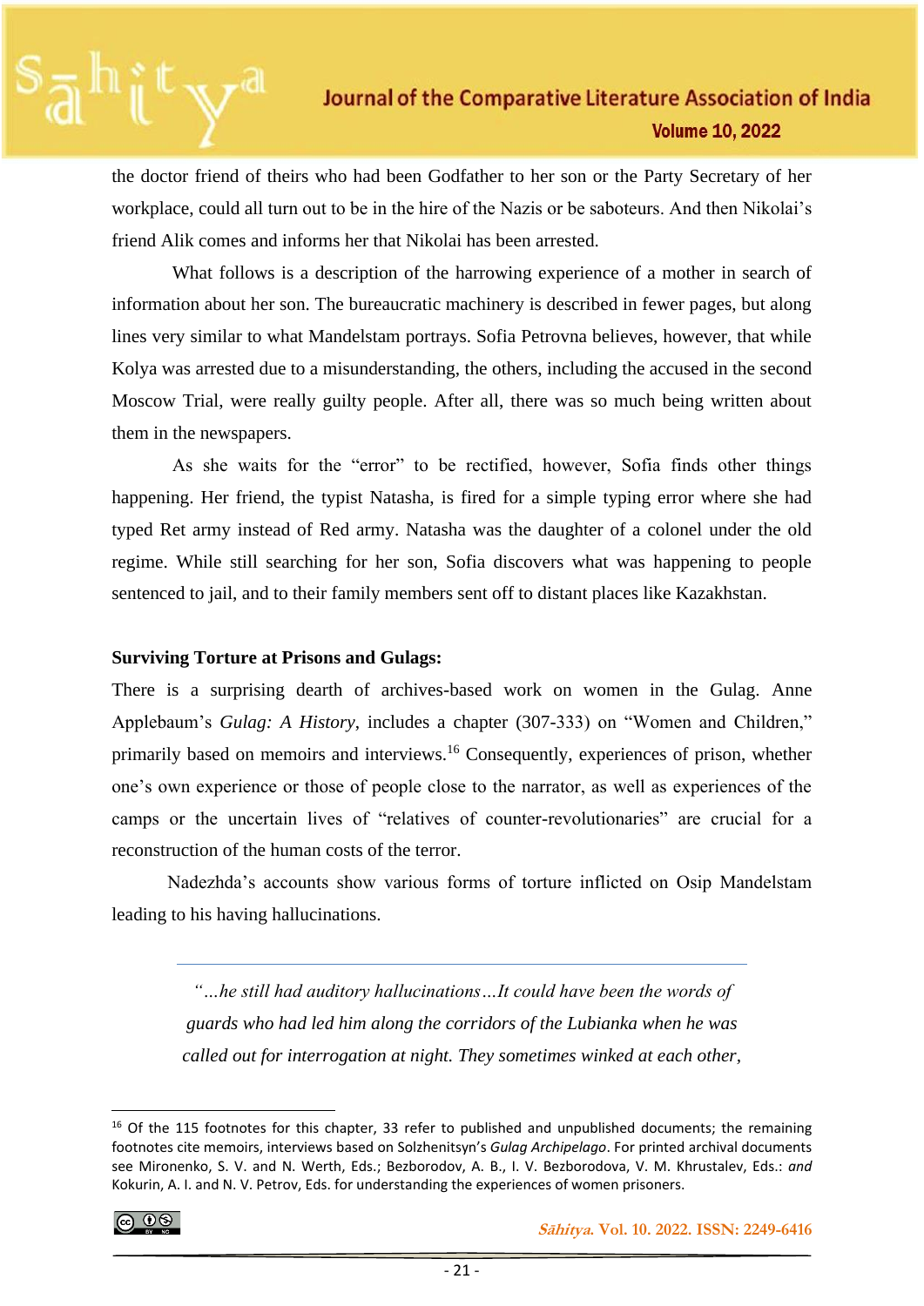the doctor friend of theirs who had been Godfather to her son or the Party Secretary of her workplace, could all turn out to be in the hire of the Nazis or be saboteurs. And then Nikolai's friend Alik comes and informs her that Nikolai has been arrested.

What follows is a description of the harrowing experience of a mother in search of information about her son. The bureaucratic machinery is described in fewer pages, but along lines very similar to what Mandelstam portrays. Sofia Petrovna believes, however, that while Kolya was arrested due to a misunderstanding, the others, including the accused in the second Moscow Trial, were really guilty people. After all, there was so much being written about them in the newspapers.

As she waits for the "error" to be rectified, however, Sofia finds other things happening. Her friend, the typist Natasha, is fired for a simple typing error where she had typed Ret army instead of Red army. Natasha was the daughter of a colonel under the old regime. While still searching for her son, Sofia discovers what was happening to people sentenced to jail, and to their family members sent off to distant places like Kazakhstan.

**Surviving Torture at Prisons and Gulags:**

There is a surprising dearth of archives-based work on women in the Gulag. Anne Applebaum's *Gulag: A History*, includes a chapter (307-333) on "Women and Children," primarily based on memoirs and interviews.[16] Consequently, experiences of prison, whether one's own experience or those of people close to the narrator, as well as experiences of the camps or the uncertain lives of "relatives of counter-revolutionaries" are crucial for a reconstruction of the human costs of the terror.

Nadezhda's accounts show various forms of torture inflicted on Osip Mandelstam leading to his having hallucinations.

---

> *"…he still had auditory hallucinations…It could have been the words of guards who had led him along the corridors of the Lubianka when he was called out for interrogation at night. They sometimes winked at each other,*

---

[16] Of the 115 footnotes for this chapter, 33 refer to published and unpublished documents; the remaining footnotes cite memoirs, interviews based on Solzhenitsyn's *Gulag Archipelago*. For printed archival documents see Mironenko, S. V. and N. Werth, Eds.; Bezborodov, A. B., I. V. Bezborodova, V. M. Khrustalev, Eds.: *and* Kokurin, A. I. and N. V. Petrov, Eds. for understanding the experiences of women prisoners.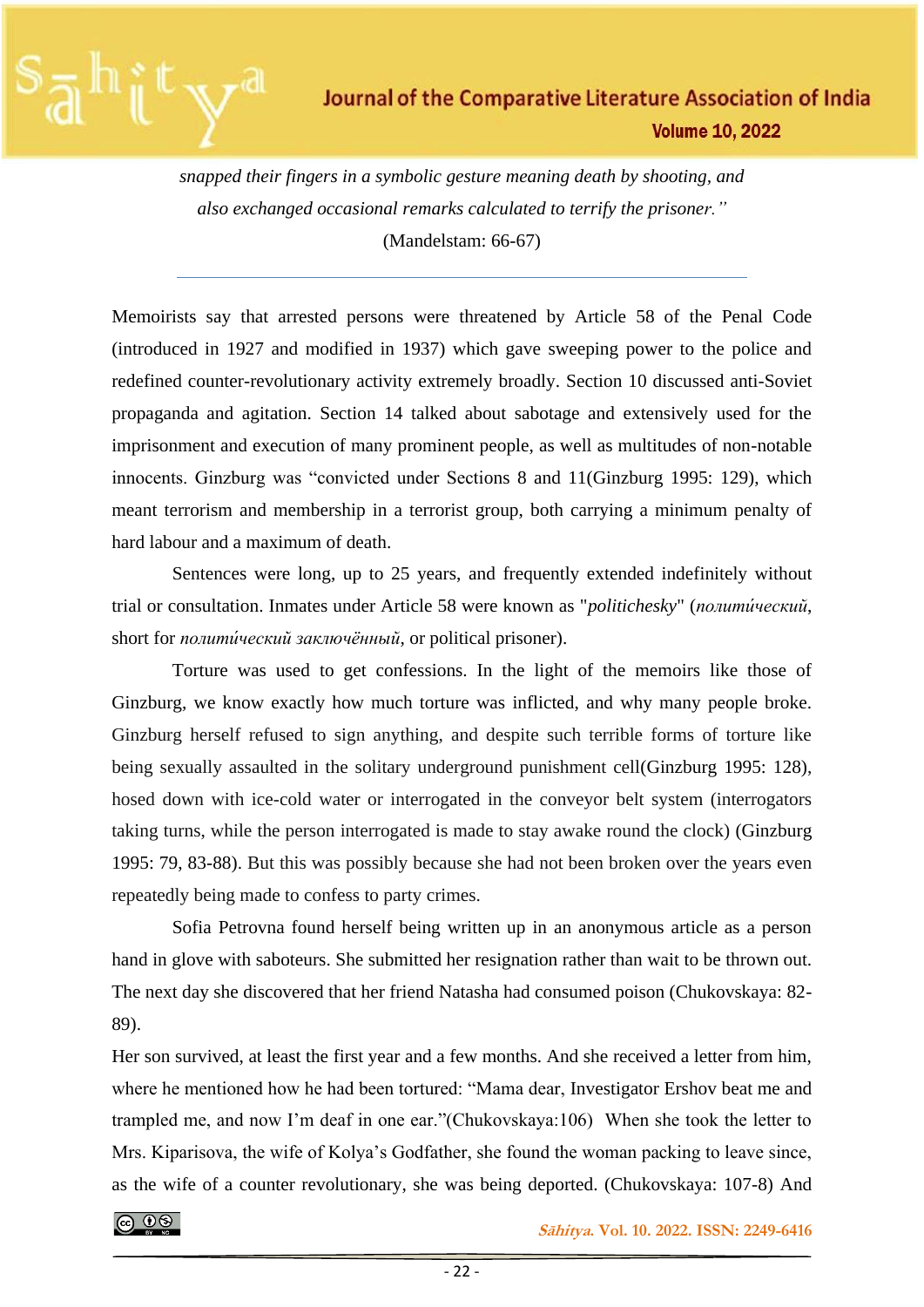*snapped their fingers in a symbolic gesture meaning death by shooting, and also exchanged occasional remarks calculated to terrify the prisoner."*

(Mandelstam: 66-67)

---

Memoirists say that arrested persons were threatened by Article 58 of the Penal Code (introduced in 1927 and modified in 1937) which gave sweeping power to the police and redefined counter-revolutionary activity extremely broadly. Section 10 discussed anti-Soviet propaganda and agitation. Section 14 talked about sabotage and extensively used for the imprisonment and execution of many prominent people, as well as multitudes of non-notable innocents. Ginzburg was "convicted under Sections 8 and 11(Ginzburg 1995: 129), which meant terrorism and membership in a terrorist group, both carrying a minimum penalty of hard labour and a maximum of death.

Sentences were long, up to 25 years, and frequently extended indefinitely without trial or consultation. Inmates under Article 58 were known as "*politichesky*" (*полити́ческий*, short for *полити́ческий заключённый*, or political prisoner).

Torture was used to get confessions. In the light of the memoirs like those of Ginzburg, we know exactly how much torture was inflicted, and why many people broke. Ginzburg herself refused to sign anything, and despite such terrible forms of torture like being sexually assaulted in the solitary underground punishment cell(Ginzburg 1995: 128), hosed down with ice-cold water or interrogated in the conveyor belt system (interrogators taking turns, while the person interrogated is made to stay awake round the clock) (Ginzburg 1995: 79, 83-88). But this was possibly because she had not been broken over the years even repeatedly being made to confess to party crimes.

Sofia Petrovna found herself being written up in an anonymous article as a person hand in glove with saboteurs. She submitted her resignation rather than wait to be thrown out. The next day she discovered that her friend Natasha had consumed poison (Chukovskaya: 82-89).

Her son survived, at least the first year and a few months. And she received a letter from him, where he mentioned how he had been tortured: "Mama dear, Investigator Ershov beat me and trampled me, and now I'm deaf in one ear."(Chukovskaya:106) When she took the letter to Mrs. Kiparisova, the wife of Kolya's Godfather, she found the woman packing to leave since, as the wife of a counter revolutionary, she was being deported. (Chukovskaya: 107-8) And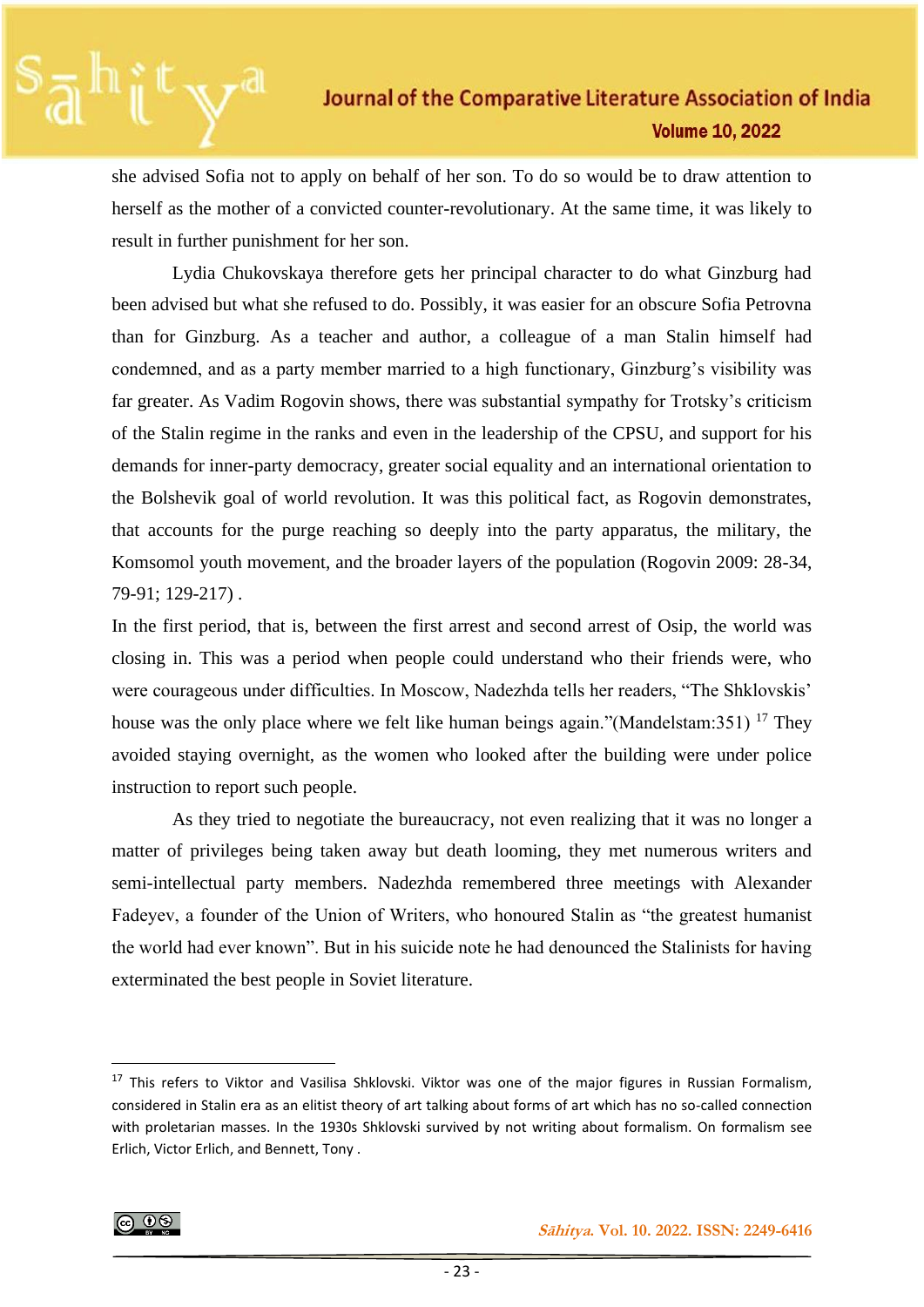she advised Sofia not to apply on behalf of her son. To do so would be to draw attention to herself as the mother of a convicted counter-revolutionary. At the same time, it was likely to result in further punishment for her son.

Lydia Chukovskaya therefore gets her principal character to do what Ginzburg had been advised but what she refused to do. Possibly, it was easier for an obscure Sofia Petrovna than for Ginzburg. As a teacher and author, a colleague of a man Stalin himself had condemned, and as a party member married to a high functionary, Ginzburg's visibility was far greater. As Vadim Rogovin shows, there was substantial sympathy for Trotsky's criticism of the Stalin regime in the ranks and even in the leadership of the CPSU, and support for his demands for inner-party democracy, greater social equality and an international orientation to the Bolshevik goal of world revolution. It was this political fact, as Rogovin demonstrates, that accounts for the purge reaching so deeply into the party apparatus, the military, the Komsomol youth movement, and the broader layers of the population (Rogovin 2009: 28-34, 79-91; 129-217) .

In the first period, that is, between the first arrest and second arrest of Osip, the world was closing in. This was a period when people could understand who their friends were, who were courageous under difficulties. In Moscow, Nadezhda tells her readers, "The Shklovskis' house was the only place where we felt like human beings again."(Mandelstam:351) [17] They avoided staying overnight, as the women who looked after the building were under police instruction to report such people.

As they tried to negotiate the bureaucracy, not even realizing that it was no longer a matter of privileges being taken away but death looming, they met numerous writers and semi-intellectual party members. Nadezhda remembered three meetings with Alexander Fadeyev, a founder of the Union of Writers, who honoured Stalin as "the greatest humanist the world had ever known". But in his suicide note he had denounced the Stalinists for having exterminated the best people in Soviet literature.

---

[17] This refers to Viktor and Vasilisa Shklovski. Viktor was one of the major figures in Russian Formalism, considered in Stalin era as an elitist theory of art talking about forms of art which has no so-called connection with proletarian masses. In the 1930s Shklovski survived by not writing about formalism. On formalism see Erlich, Victor Erlich, and Bennett, Tony .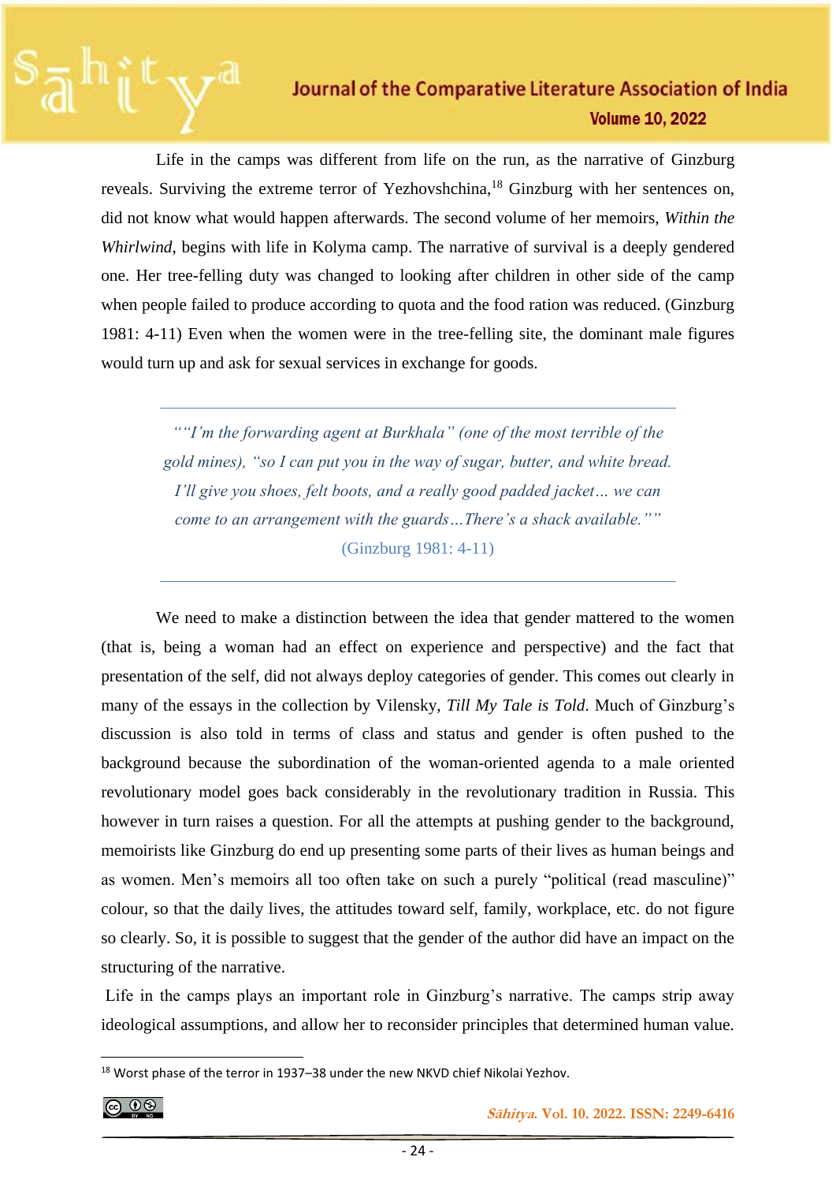Life in the camps was different from life on the run, as the narrative of Ginzburg reveals. Surviving the extreme terror of Yezhovshchina,[18] Ginzburg with her sentences on, did not know what would happen afterwards. The second volume of her memoirs, *Within the Whirlwind*, begins with life in Kolyma camp. The narrative of survival is a deeply gendered one. Her tree-felling duty was changed to looking after children in other side of the camp when people failed to produce according to quota and the food ration was reduced. (Ginzburg 1981: 4-11) Even when the women were in the tree-felling site, the dominant male figures would turn up and ask for sexual services in exchange for goods.

> *""I'm the forwarding agent at Burkhala" (one of the most terrible of the gold mines), "so I can put you in the way of sugar, butter, and white bread. I'll give you shoes, felt boots, and a really good padded jacket… we can come to an arrangement with the guards…There's a shack available.""*
>
> (Ginzburg 1981: 4-11)

We need to make a distinction between the idea that gender mattered to the women (that is, being a woman had an effect on experience and perspective) and the fact that presentation of the self, did not always deploy categories of gender. This comes out clearly in many of the essays in the collection by Vilensky, *Till My Tale is Told*. Much of Ginzburg's discussion is also told in terms of class and status and gender is often pushed to the background because the subordination of the woman-oriented agenda to a male oriented revolutionary model goes back considerably in the revolutionary tradition in Russia. This however in turn raises a question. For all the attempts at pushing gender to the background, memoirists like Ginzburg do end up presenting some parts of their lives as human beings and as women. Men's memoirs all too often take on such a purely "political (read masculine)" colour, so that the daily lives, the attitudes toward self, family, workplace, etc. do not figure so clearly. So, it is possible to suggest that the gender of the author did have an impact on the structuring of the narrative.

Life in the camps plays an important role in Ginzburg's narrative. The camps strip away ideological assumptions, and allow her to reconsider principles that determined human value.

---

[18] Worst phase of the terror in 1937–38 under the new NKVD chief Nikolai Yezhov.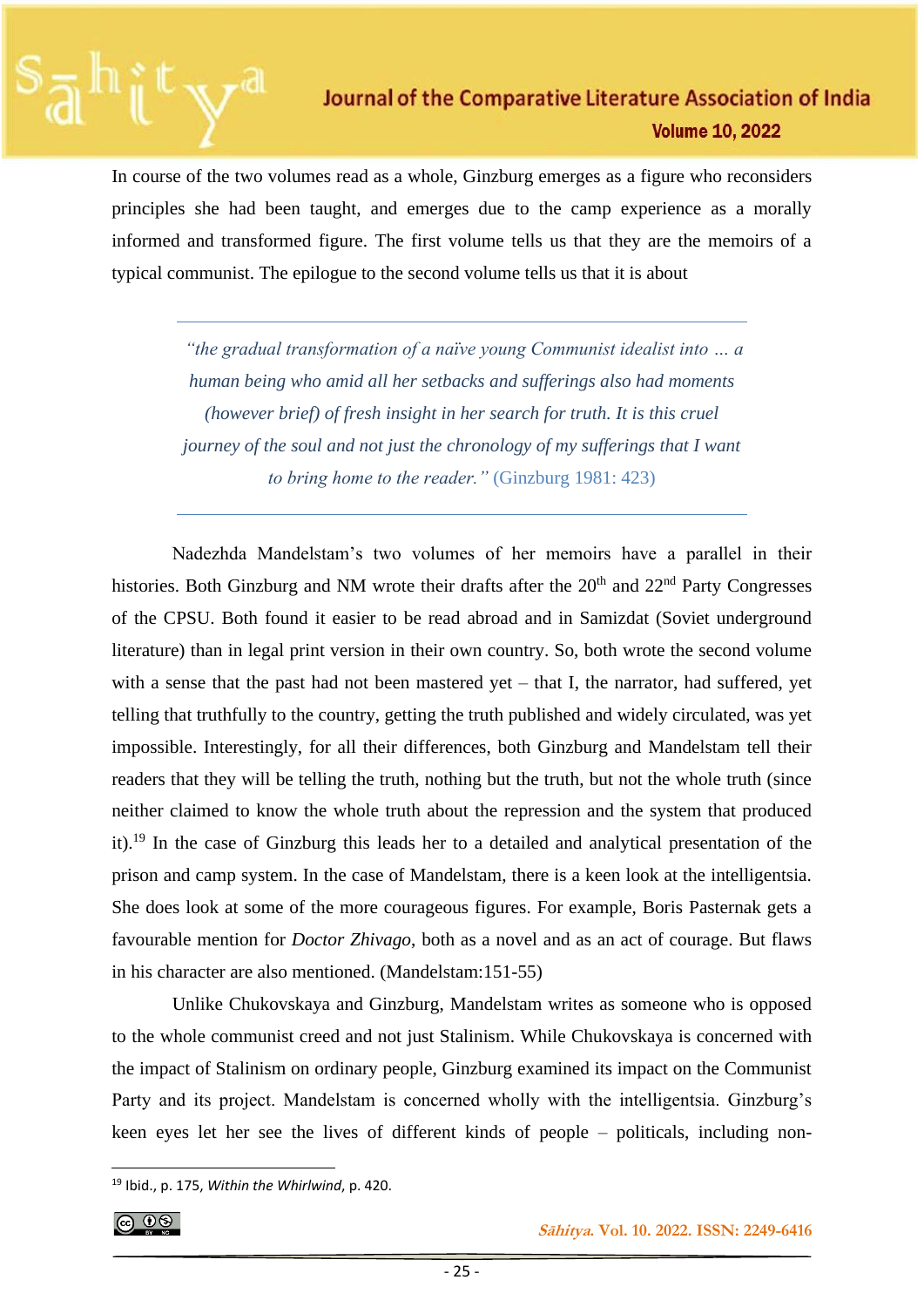In course of the two volumes read as a whole, Ginzburg emerges as a figure who reconsiders principles she had been taught, and emerges due to the camp experience as a morally informed and transformed figure. The first volume tells us that they are the memoirs of a typical communist. The epilogue to the second volume tells us that it is about

> *"the gradual transformation of a naïve young Communist idealist into … a human being who amid all her setbacks and sufferings also had moments (however brief) of fresh insight in her search for truth. It is this cruel journey of the soul and not just the chronology of my sufferings that I want to bring home to the reader."* (Ginzburg 1981: 423)

Nadezhda Mandelstam's two volumes of her memoirs have a parallel in their histories. Both Ginzburg and NM wrote their drafts after the 20th and 22nd Party Congresses of the CPSU. Both found it easier to be read abroad and in Samizdat (Soviet underground literature) than in legal print version in their own country. So, both wrote the second volume with a sense that the past had not been mastered yet – that I, the narrator, had suffered, yet telling that truthfully to the country, getting the truth published and widely circulated, was yet impossible. Interestingly, for all their differences, both Ginzburg and Mandelstam tell their readers that they will be telling the truth, nothing but the truth, but not the whole truth (since neither claimed to know the whole truth about the repression and the system that produced it).[19] In the case of Ginzburg this leads her to a detailed and analytical presentation of the prison and camp system. In the case of Mandelstam, there is a keen look at the intelligentsia. She does look at some of the more courageous figures. For example, Boris Pasternak gets a favourable mention for *Doctor Zhivago*, both as a novel and as an act of courage. But flaws in his character are also mentioned. (Mandelstam:151-55)

Unlike Chukovskaya and Ginzburg, Mandelstam writes as someone who is opposed to the whole communist creed and not just Stalinism. While Chukovskaya is concerned with the impact of Stalinism on ordinary people, Ginzburg examined its impact on the Communist Party and its project. Mandelstam is concerned wholly with the intelligentsia. Ginzburg's keen eyes let her see the lives of different kinds of people – politicals, including non-

[19] Ibid., p. 175, *Within the Whirlwind*, p. 420.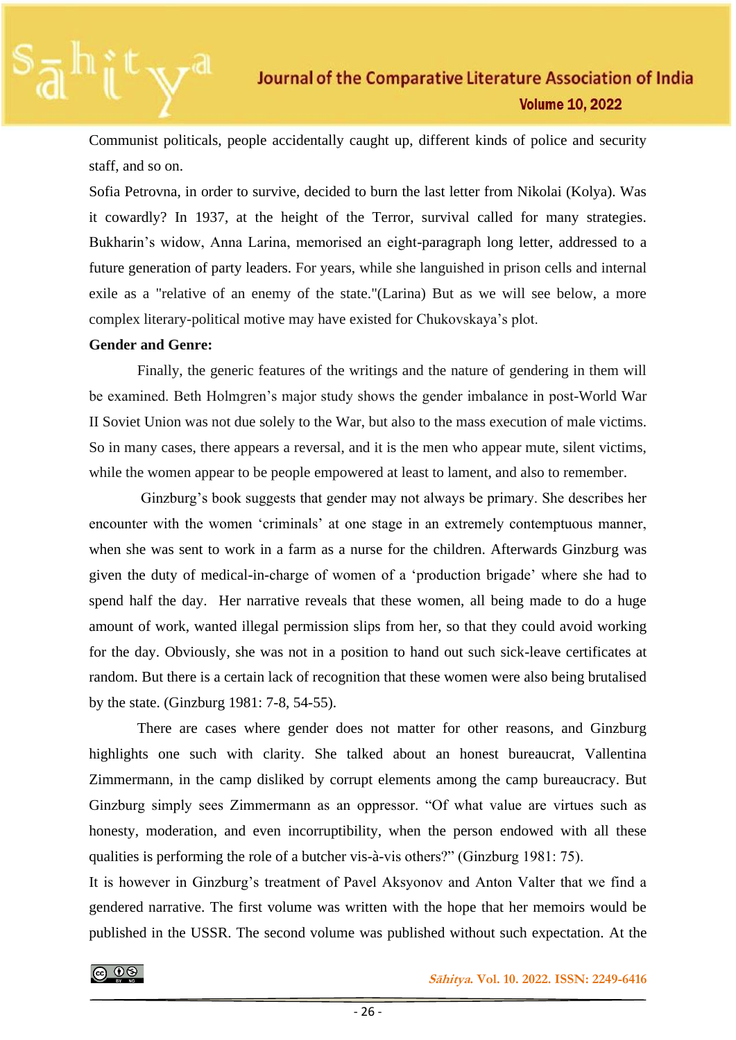Communist politicals, people accidentally caught up, different kinds of police and security staff, and so on.

Sofia Petrovna, in order to survive, decided to burn the last letter from Nikolai (Kolya). Was it cowardly? In 1937, at the height of the Terror, survival called for many strategies. Bukharin's widow, Anna Larina, memorised an eight-paragraph long letter, addressed to a future generation of party leaders. For years, while she languished in prison cells and internal exile as a "relative of an enemy of the state."(Larina) But as we will see below, a more complex literary-political motive may have existed for Chukovskaya's plot.

**Gender and Genre:**

Finally, the generic features of the writings and the nature of gendering in them will be examined. Beth Holmgren's major study shows the gender imbalance in post-World War II Soviet Union was not due solely to the War, but also to the mass execution of male victims. So in many cases, there appears a reversal, and it is the men who appear mute, silent victims, while the women appear to be people empowered at least to lament, and also to remember.

Ginzburg's book suggests that gender may not always be primary. She describes her encounter with the women 'criminals' at one stage in an extremely contemptuous manner, when she was sent to work in a farm as a nurse for the children. Afterwards Ginzburg was given the duty of medical-in-charge of women of a 'production brigade' where she had to spend half the day. Her narrative reveals that these women, all being made to do a huge amount of work, wanted illegal permission slips from her, so that they could avoid working for the day. Obviously, she was not in a position to hand out such sick-leave certificates at random. But there is a certain lack of recognition that these women were also being brutalised by the state. (Ginzburg 1981: 7-8, 54-55).

There are cases where gender does not matter for other reasons, and Ginzburg highlights one such with clarity. She talked about an honest bureaucrat, Vallentina Zimmermann, in the camp disliked by corrupt elements among the camp bureaucracy. But Ginzburg simply sees Zimmermann as an oppressor. "Of what value are virtues such as honesty, moderation, and even incorruptibility, when the person endowed with all these qualities is performing the role of a butcher vis-à-vis others?" (Ginzburg 1981: 75).

It is however in Ginzburg's treatment of Pavel Aksyonov and Anton Valter that we find a gendered narrative. The first volume was written with the hope that her memoirs would be published in the USSR. The second volume was published without such expectation. At the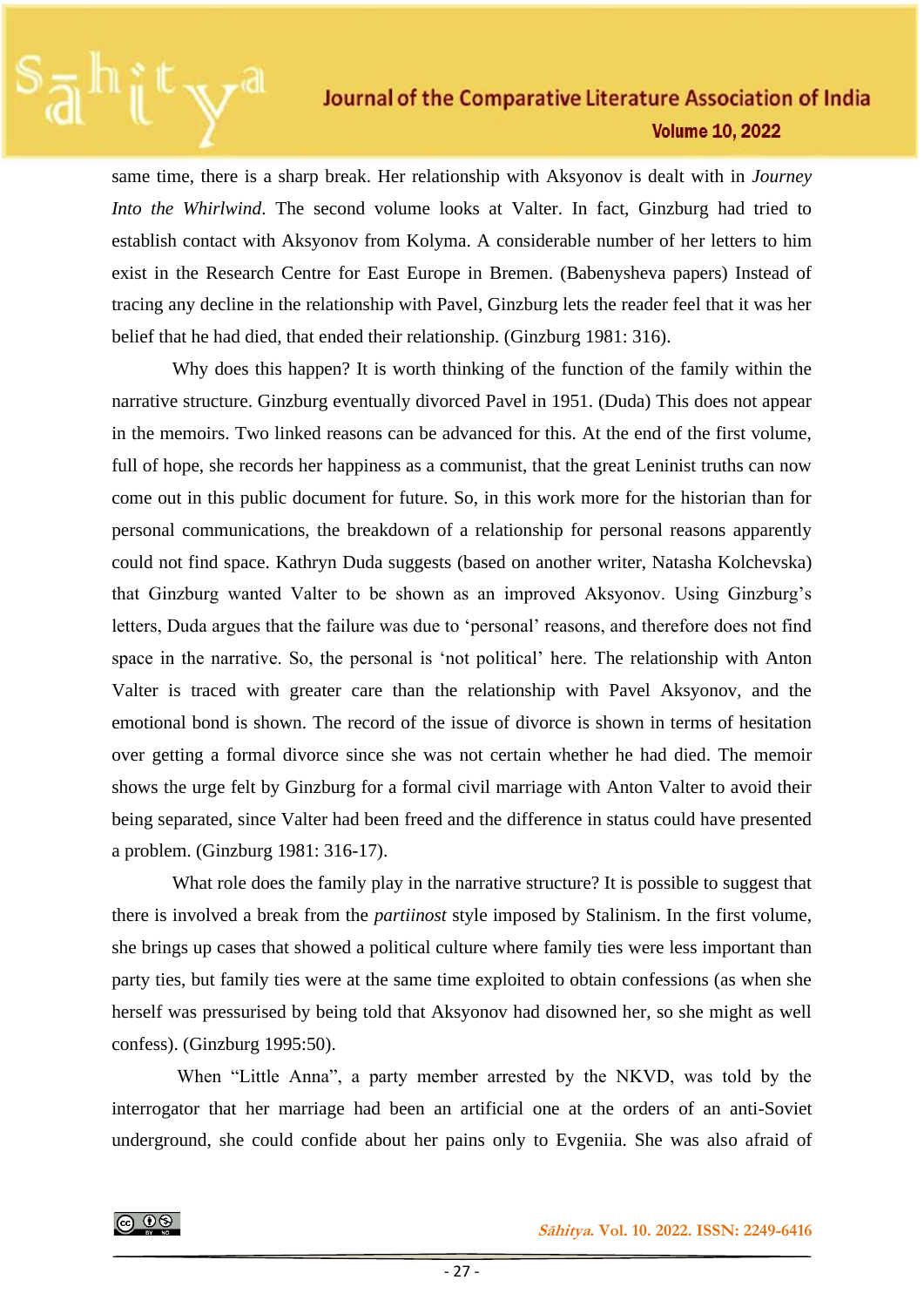same time, there is a sharp break. Her relationship with Aksyonov is dealt with in *Journey Into the Whirlwind*. The second volume looks at Valter. In fact, Ginzburg had tried to establish contact with Aksyonov from Kolyma. A considerable number of her letters to him exist in the Research Centre for East Europe in Bremen. (Babenysheva papers) Instead of tracing any decline in the relationship with Pavel, Ginzburg lets the reader feel that it was her belief that he had died, that ended their relationship. (Ginzburg 1981: 316).

Why does this happen? It is worth thinking of the function of the family within the narrative structure. Ginzburg eventually divorced Pavel in 1951. (Duda) This does not appear in the memoirs. Two linked reasons can be advanced for this. At the end of the first volume, full of hope, she records her happiness as a communist, that the great Leninist truths can now come out in this public document for future. So, in this work more for the historian than for personal communications, the breakdown of a relationship for personal reasons apparently could not find space. Kathryn Duda suggests (based on another writer, Natasha Kolchevska) that Ginzburg wanted Valter to be shown as an improved Aksyonov. Using Ginzburg's letters, Duda argues that the failure was due to 'personal' reasons, and therefore does not find space in the narrative. So, the personal is 'not political' here. The relationship with Anton Valter is traced with greater care than the relationship with Pavel Aksyonov, and the emotional bond is shown. The record of the issue of divorce is shown in terms of hesitation over getting a formal divorce since she was not certain whether he had died. The memoir shows the urge felt by Ginzburg for a formal civil marriage with Anton Valter to avoid their being separated, since Valter had been freed and the difference in status could have presented a problem. (Ginzburg 1981: 316-17).

What role does the family play in the narrative structure? It is possible to suggest that there is involved a break from the *partiinost* style imposed by Stalinism. In the first volume, she brings up cases that showed a political culture where family ties were less important than party ties, but family ties were at the same time exploited to obtain confessions (as when she herself was pressurised by being told that Aksyonov had disowned her, so she might as well confess). (Ginzburg 1995:50).

When "Little Anna", a party member arrested by the NKVD, was told by the interrogator that her marriage had been an artificial one at the orders of an anti-Soviet underground, she could confide about her pains only to Evgeniia. She was also afraid of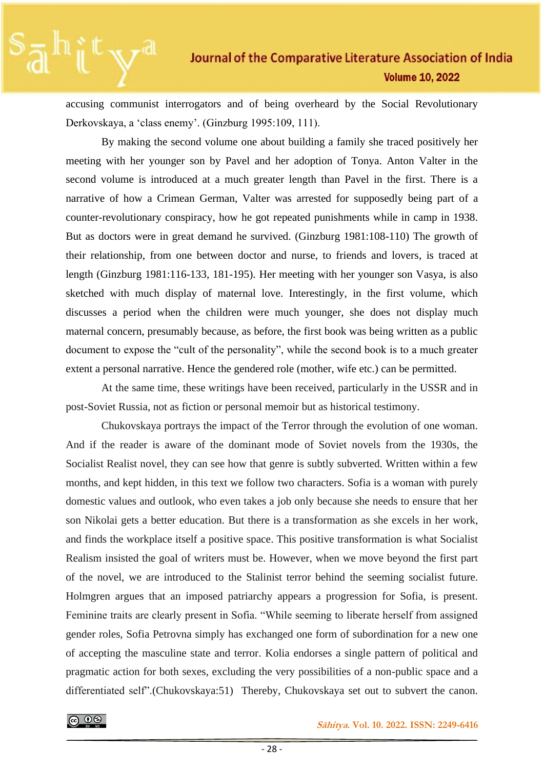accusing communist interrogators and of being overheard by the Social Revolutionary Derkovskaya, a 'class enemy'. (Ginzburg 1995:109, 111).

By making the second volume one about building a family she traced positively her meeting with her younger son by Pavel and her adoption of Tonya. Anton Valter in the second volume is introduced at a much greater length than Pavel in the first. There is a narrative of how a Crimean German, Valter was arrested for supposedly being part of a counter-revolutionary conspiracy, how he got repeated punishments while in camp in 1938. But as doctors were in great demand he survived. (Ginzburg 1981:108-110) The growth of their relationship, from one between doctor and nurse, to friends and lovers, is traced at length (Ginzburg 1981:116-133, 181-195). Her meeting with her younger son Vasya, is also sketched with much display of maternal love. Interestingly, in the first volume, which discusses a period when the children were much younger, she does not display much maternal concern, presumably because, as before, the first book was being written as a public document to expose the "cult of the personality", while the second book is to a much greater extent a personal narrative. Hence the gendered role (mother, wife etc.) can be permitted.

At the same time, these writings have been received, particularly in the USSR and in post-Soviet Russia, not as fiction or personal memoir but as historical testimony.

Chukovskaya portrays the impact of the Terror through the evolution of one woman. And if the reader is aware of the dominant mode of Soviet novels from the 1930s, the Socialist Realist novel, they can see how that genre is subtly subverted. Written within a few months, and kept hidden, in this text we follow two characters. Sofia is a woman with purely domestic values and outlook, who even takes a job only because she needs to ensure that her son Nikolai gets a better education. But there is a transformation as she excels in her work, and finds the workplace itself a positive space. This positive transformation is what Socialist Realism insisted the goal of writers must be. However, when we move beyond the first part of the novel, we are introduced to the Stalinist terror behind the seeming socialist future. Holmgren argues that an imposed patriarchy appears a progression for Sofia, is present. Feminine traits are clearly present in Sofia. "While seeming to liberate herself from assigned gender roles, Sofia Petrovna simply has exchanged one form of subordination for a new one of accepting the masculine state and terror. Kolia endorses a single pattern of political and pragmatic action for both sexes, excluding the very possibilities of a non-public space and a differentiated self".(Chukovskaya:51) Thereby, Chukovskaya set out to subvert the canon.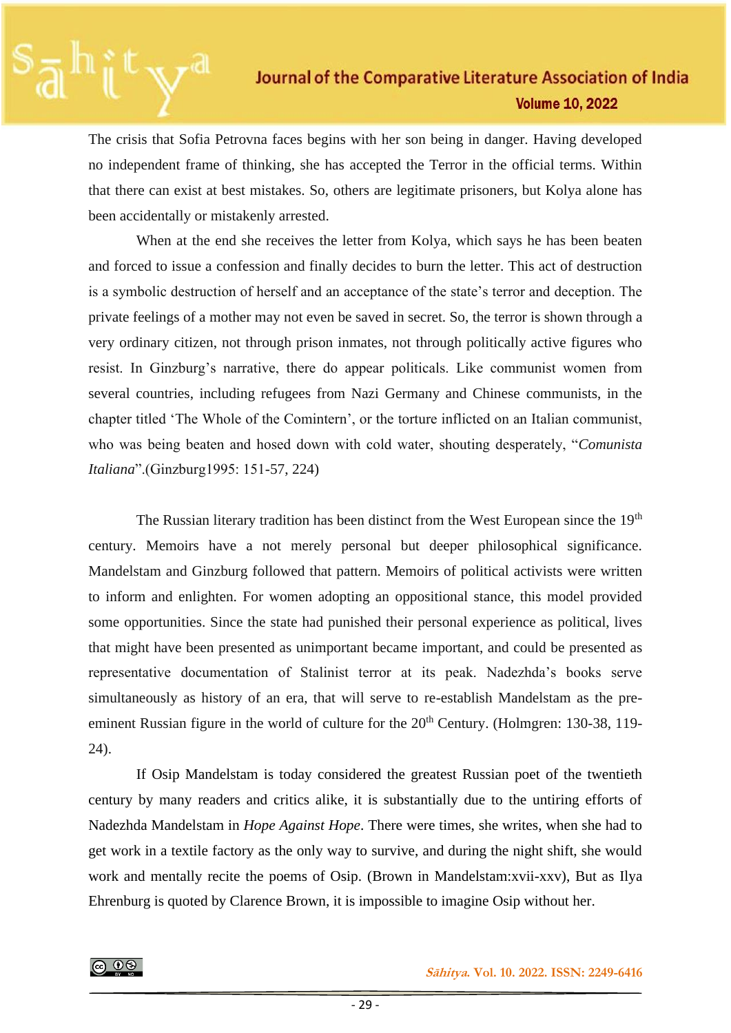The crisis that Sofia Petrovna faces begins with her son being in danger. Having developed no independent frame of thinking, she has accepted the Terror in the official terms. Within that there can exist at best mistakes. So, others are legitimate prisoners, but Kolya alone has been accidentally or mistakenly arrested.

When at the end she receives the letter from Kolya, which says he has been beaten and forced to issue a confession and finally decides to burn the letter. This act of destruction is a symbolic destruction of herself and an acceptance of the state's terror and deception. The private feelings of a mother may not even be saved in secret. So, the terror is shown through a very ordinary citizen, not through prison inmates, not through politically active figures who resist. In Ginzburg's narrative, there do appear politicals. Like communist women from several countries, including refugees from Nazi Germany and Chinese communists, in the chapter titled 'The Whole of the Comintern', or the torture inflicted on an Italian communist, who was being beaten and hosed down with cold water, shouting desperately, "*Comunista Italiana*".(Ginzburg1995: 151-57, 224)

The Russian literary tradition has been distinct from the West European since the 19th century. Memoirs have a not merely personal but deeper philosophical significance. Mandelstam and Ginzburg followed that pattern. Memoirs of political activists were written to inform and enlighten. For women adopting an oppositional stance, this model provided some opportunities. Since the state had punished their personal experience as political, lives that might have been presented as unimportant became important, and could be presented as representative documentation of Stalinist terror at its peak. Nadezhda's books serve simultaneously as history of an era, that will serve to re-establish Mandelstam as the pre-eminent Russian figure in the world of culture for the 20th Century. (Holmgren: 130-38, 119-24).

If Osip Mandelstam is today considered the greatest Russian poet of the twentieth century by many readers and critics alike, it is substantially due to the untiring efforts of Nadezhda Mandelstam in *Hope Against Hope*. There were times, she writes, when she had to get work in a textile factory as the only way to survive, and during the night shift, she would work and mentally recite the poems of Osip. (Brown in Mandelstam:xvii-xxv), But as Ilya Ehrenburg is quoted by Clarence Brown, it is impossible to imagine Osip without her.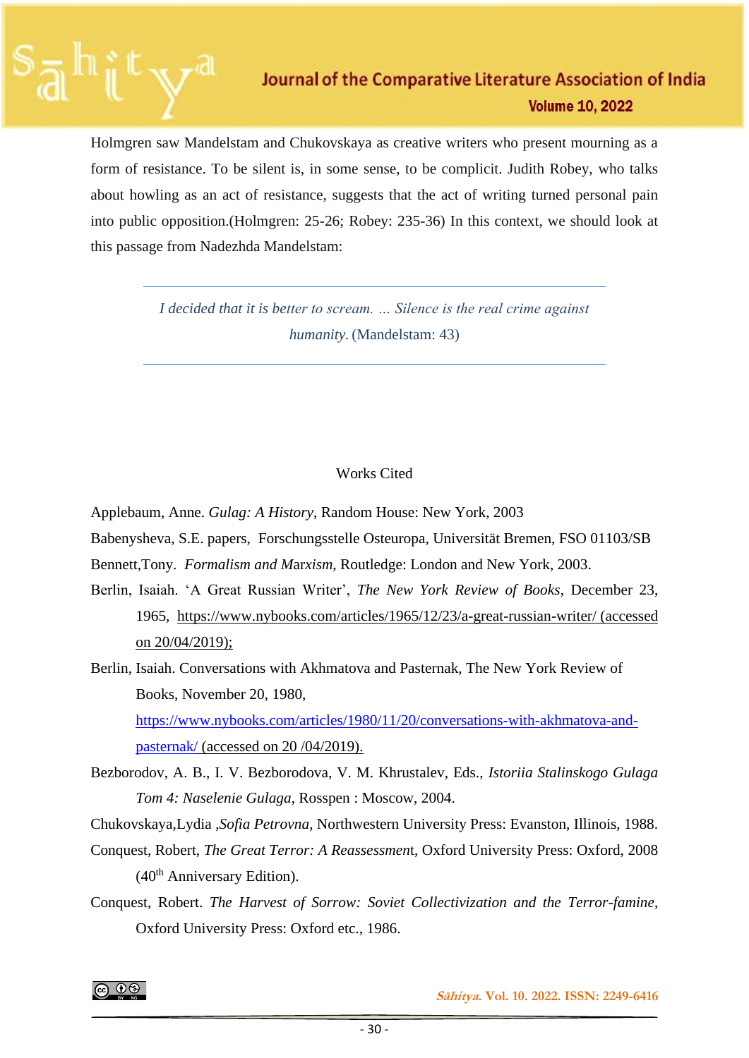Holmgren saw Mandelstam and Chukovskaya as creative writers who present mourning as a form of resistance. To be silent is, in some sense, to be complicit. Judith Robey, who talks about howling as an act of resistance, suggests that the act of writing turned personal pain into public opposition.(Holmgren: 25-26; Robey: 235-36) In this context, we should look at this passage from Nadezhda Mandelstam:

> *I decided that it is better to scream. … Silence is the real crime against humanity.* (Mandelstam: 43)

## Works Cited

Applebaum, Anne. *Gulag: A History*, Random House: New York, 2003

Babenysheva, S.E. papers, Forschungsstelle Osteuropa, Universität Bremen, FSO 01103/SB

Bennett,Tony. *Formalism and Marxism*, Routledge: London and New York, 2003.

Berlin, Isaiah. 'A Great Russian Writer', *The New York Review of Books*, December 23, 1965, https://www.nybooks.com/articles/1965/12/23/a-great-russian-writer/ (accessed on 20/04/2019);

Berlin, Isaiah. Conversations with Akhmatova and Pasternak, The New York Review of Books, November 20, 1980, https://www.nybooks.com/articles/1980/11/20/conversations-with-akhmatova-and-pasternak/ (accessed on 20 /04/2019).

Bezborodov, A. B., I. V. Bezborodova, V. M. Khrustalev, Eds., *Istoriia Stalinskogo Gulaga Tom 4: Naselenie Gulaga*, Rosspen : Moscow, 2004.

Chukovskaya,Lydia ,*Sofia Petrovna*, Northwestern University Press: Evanston, Illinois, 1988.

Conquest, Robert, *The Great Terror: A Reassessment*, Oxford University Press: Oxford, 2008 (40th Anniversary Edition).

Conquest, Robert. *The Harvest of Sorrow: Soviet Collectivization and the Terror-famine*, Oxford University Press: Oxford etc., 1986.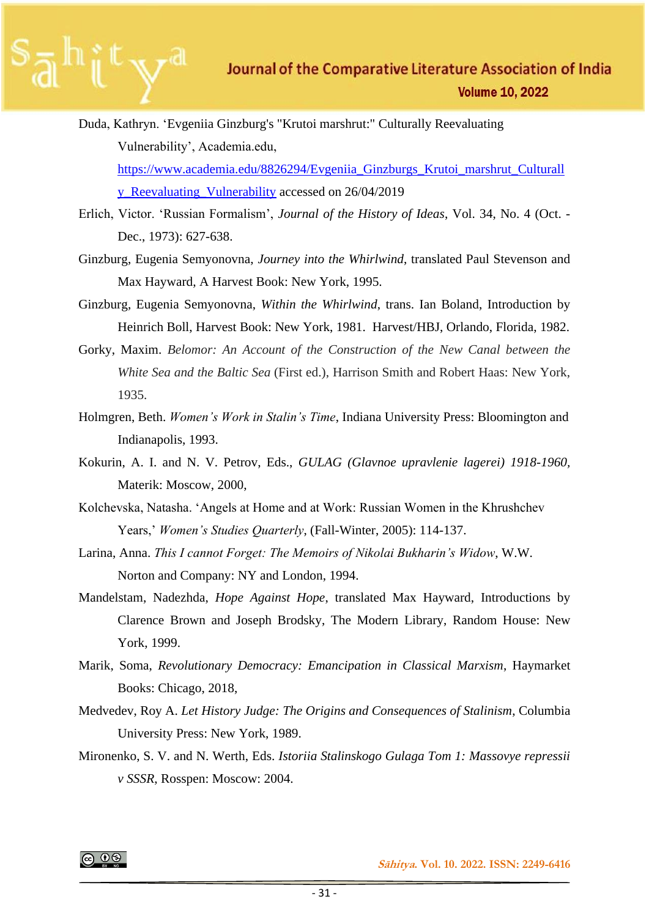Duda, Kathryn. ‘Evgeniia Ginzburg's "Krutoi marshrut:" Culturally Reevaluating Vulnerability’, Academia.edu, https://www.academia.edu/8826294/Evgeniia_Ginzburgs_Krutoi_marshrut_Culturally_Reevaluating_Vulnerability accessed on 26/04/2019

Erlich, Victor. ‘Russian Formalism’, *Journal of the History of Ideas*, Vol. 34, No. 4 (Oct. - Dec., 1973): 627-638.

Ginzburg, Eugenia Semyonovna, *Journey into the Whirlwind*, translated Paul Stevenson and Max Hayward, A Harvest Book: New York, 1995.

Ginzburg, Eugenia Semyonovna, *Within the Whirlwind*, trans. Ian Boland, Introduction by Heinrich Boll, Harvest Book: New York, 1981. Harvest/HBJ, Orlando, Florida, 1982.

Gorky, Maxim. *Belomor: An Account of the Construction of the New Canal between the White Sea and the Baltic Sea* (First ed.), Harrison Smith and Robert Haas: New York, 1935.

Holmgren, Beth. *Women’s Work in Stalin’s Time*, Indiana University Press: Bloomington and Indianapolis, 1993.

Kokurin, A. I. and N. V. Petrov, Eds., *GULAG (Glavnoe upravlenie lagerei) 1918-1960*, Materik: Moscow, 2000,

Kolchevska, Natasha. ‘Angels at Home and at Work: Russian Women in the Khrushchev Years,’ *Women’s Studies Quarterly*, (Fall-Winter, 2005): 114-137.

Larina, Anna. *This I cannot Forget: The Memoirs of Nikolai Bukharin’s Widow*, W.W. Norton and Company: NY and London, 1994.

Mandelstam, Nadezhda, *Hope Against Hope*, translated Max Hayward, Introductions by Clarence Brown and Joseph Brodsky, The Modern Library, Random House: New York, 1999.

Marik, Soma, *Revolutionary Democracy: Emancipation in Classical Marxism*, Haymarket Books: Chicago, 2018,

Medvedev, Roy A. *Let History Judge: The Origins and Consequences of Stalinism*, Columbia University Press: New York, 1989.

Mironenko, S. V. and N. Werth, Eds. *Istoriia Stalinskogo Gulaga Tom 1: Massovye repressii v SSSR*, Rosspen: Moscow: 2004.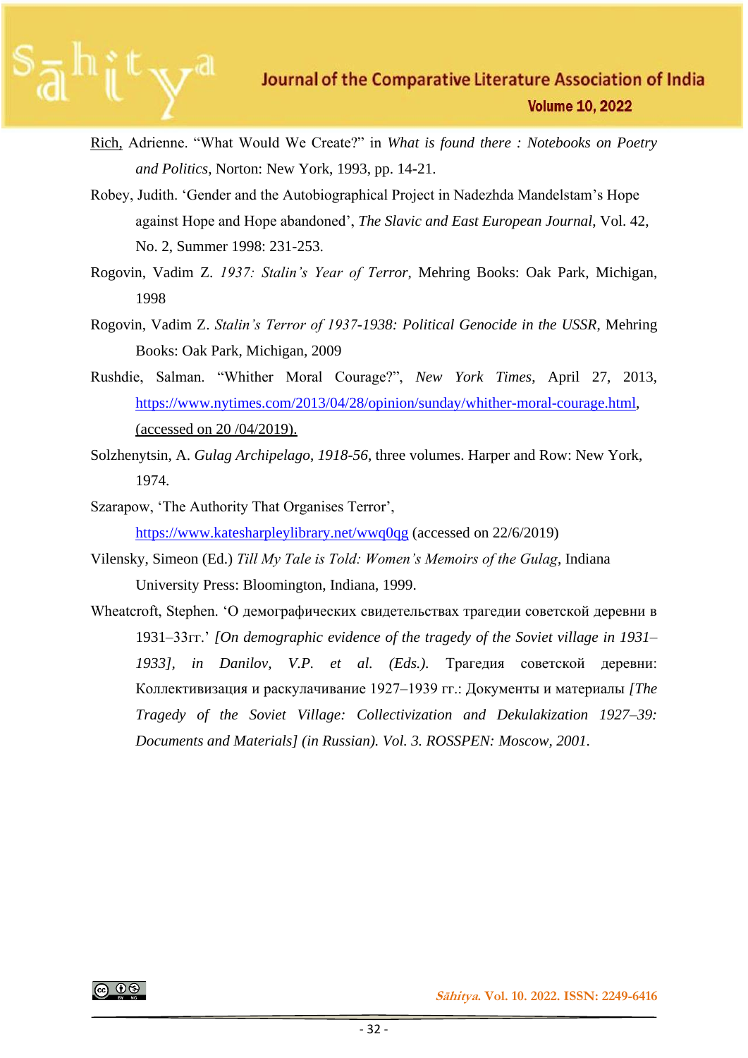Rich, Adrienne. "What Would We Create?" in *What is found there : Notebooks on Poetry and Politics*, Norton: New York, 1993, pp. 14-21.

Robey, Judith. 'Gender and the Autobiographical Project in Nadezhda Mandelstam's Hope against Hope and Hope abandoned', *The Slavic and East European Journal*, Vol. 42, No. 2, Summer 1998: 231-253.

Rogovin, Vadim Z. *1937: Stalin's Year of Terror*, Mehring Books: Oak Park, Michigan, 1998

Rogovin, Vadim Z. *Stalin's Terror of 1937-1938: Political Genocide in the USSR*, Mehring Books: Oak Park, Michigan, 2009

Rushdie, Salman. "Whither Moral Courage?", *New York Times*, April 27, 2013, https://www.nytimes.com/2013/04/28/opinion/sunday/whither-moral-courage.html, (accessed on 20 /04/2019).

Solzhenytsin, A. *Gulag Archipelago, 1918-56*, three volumes. Harper and Row: New York, 1974.

Szarapow, 'The Authority That Organises Terror', https://www.katesharpleylibrary.net/wwq0qg (accessed on 22/6/2019)

Vilensky, Simeon (Ed.) *Till My Tale is Told: Women's Memoirs of the Gulag*, Indiana University Press: Bloomington, Indiana, 1999.

Wheatcroft, Stephen. 'О демографических свидетельствах трагедии советской деревни в 1931–33гг.' *[On demographic evidence of the tragedy of the Soviet village in 1931–1933], in Danilov, V.P. et al. (Eds.).* Трагедия советской деревни: Коллективизация и раскулачивание 1927–1939 гг.: Документы и материалы *[The Tragedy of the Soviet Village: Collectivization and Dekulakization 1927–39: Documents and Materials] (in Russian). Vol. 3. ROSSPEN: Moscow, 2001.*